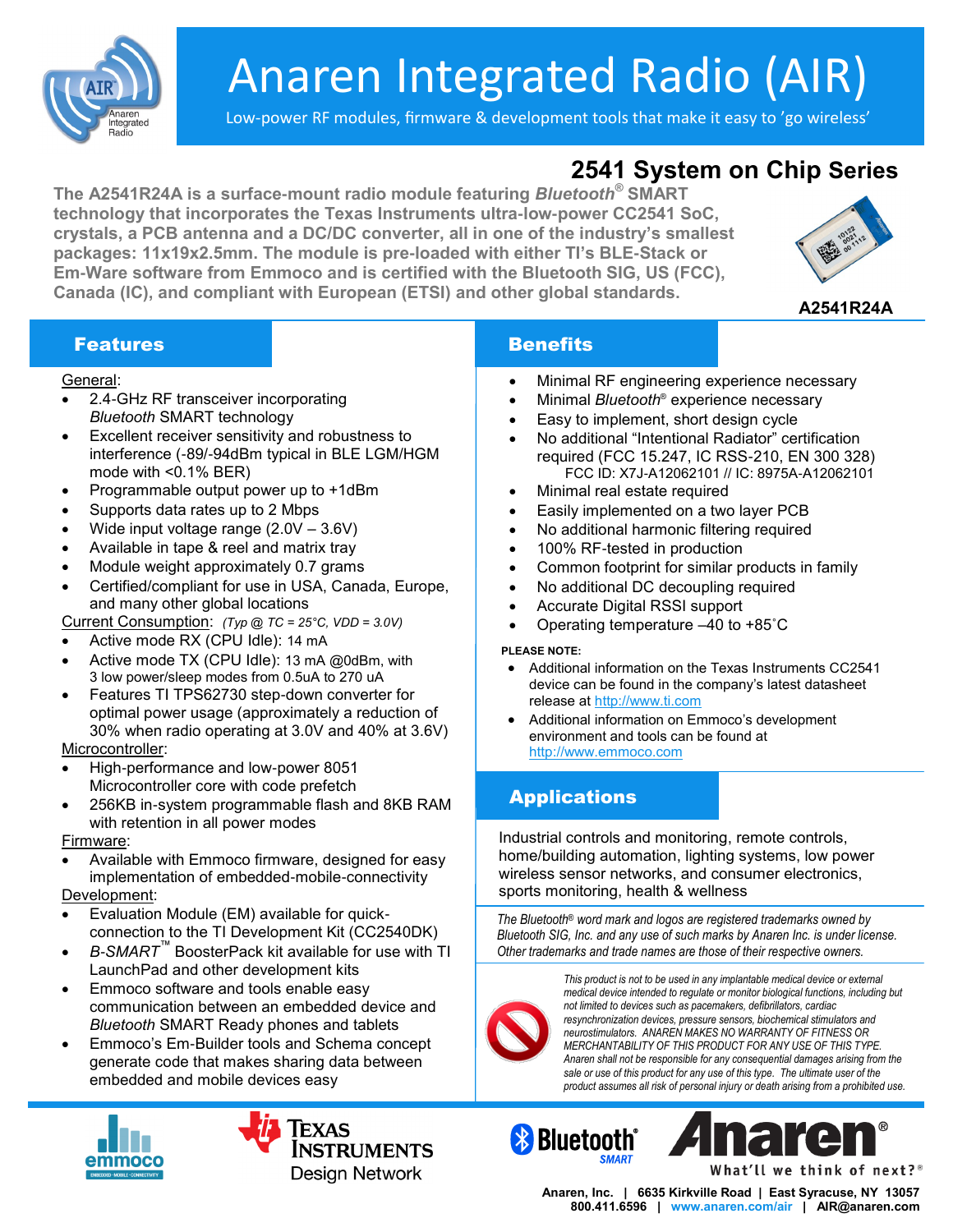# Anaren Integrated Radio (AIR)

Low-power RF modules, firmware & development tools that make it easy to 'go wireless'

## 2541 System on Chip Series

**The A2541R24A is a surface-mount radio module featuring *Bluetooth*® SMART technology that incorporates the Texas Instruments ultra-low-power CC2541 SoC, crystals, a PCB antenna and a DC/DC converter, all in one of the industry's smallest packages: 11x19x2.5mm. The module is pre-loaded with either TI's BLE-Stack or Em-Ware software from Emmoco and is certified with the Bluetooth SIG, US (FCC), Canada (IC), and compliant with European (ETSI) and other global standards.**

**A2541R24A**

## Features

General:

- 2.4-GHz RF transceiver incorporating *Bluetooth* SMART technology
- Excellent receiver sensitivity and robustness to interference (-89/-94dBm typical in BLE LGM/HGM mode with <0.1% BER)
- Programmable output power up to +1dBm
- Supports data rates up to 2 Mbps
- Wide input voltage range (2.0V – 3.6V)
- Available in tape & reel and matrix tray
- Module weight approximately 0.7 grams
- Certified/compliant for use in USA, Canada, Europe, and many other global locations

Current Consumption: *(Typ @ TC = 25°C, VDD = 3.0V)*

- Active mode RX (CPU Idle): 14 mA
- Active mode TX (CPU Idle): 13 mA @0dBm, with 3 low power/sleep modes from 0.5uA to 270 uA
- Features TI TPS62730 step-down converter for optimal power usage (approximately a reduction of 30% when radio operating at 3.0V and 40% at 3.6V)

Microcontroller:

- High-performance and low-power 8051 Microcontroller core with code prefetch
- 256KB in-system programmable flash and 8KB RAM with retention in all power modes

Firmware:

- Available with Emmoco firmware, designed for easy implementation of embedded-mobile-connectivity

Development:

- Evaluation Module (EM) available for quick-connection to the TI Development Kit (CC2540DK)
- *B-SMART*™ BoosterPack kit available for use with TI LaunchPad and other development kits
- Emmoco software and tools enable easy communication between an embedded device and *Bluetooth* SMART Ready phones and tablets
- Emmoco's Em-Builder tools and Schema concept generate code that makes sharing data between embedded and mobile devices easy

## Benefits

- Minimal RF engineering experience necessary
- Minimal *Bluetooth*® experience necessary
- Easy to implement, short design cycle
- No additional "Intentional Radiator" certification required (FCC 15.247, IC RSS-210, EN 300 328)
  FCC ID: X7J-A12062101 // IC: 8975A-A12062101
- Minimal real estate required
- Easily implemented on a two layer PCB
- No additional harmonic filtering required
- 100% RF-tested in production
- Common footprint for similar products in family
- No additional DC decoupling required
- Accurate Digital RSSI support
- Operating temperature –40 to +85˚C

**PLEASE NOTE:**

- Additional information on the Texas Instruments CC2541 device can be found in the company's latest datasheet release at http://www.ti.com
- Additional information on Emmoco's development environment and tools can be found at http://www.emmoco.com

## Applications

Industrial controls and monitoring, remote controls, home/building automation, lighting systems, low power wireless sensor networks, and consumer electronics, sports monitoring, health & wellness

*The Bluetooth® word mark and logos are registered trademarks owned by Bluetooth SIG, Inc. and any use of such marks by Anaren Inc. is under license. Other trademarks and trade names are those of their respective owners.*

*This product is not to be used in any implantable medical device or external medical device intended to regulate or monitor biological functions, including but not limited to devices such as pacemakers, defibrillators, cardiac resynchronization devices, pressure sensors, biochemical stimulators and neurostimulators. ANAREN MAKES NO WARRANTY OF FITNESS OR MERCHANTABILITY OF THIS PRODUCT FOR ANY USE OF THIS TYPE. Anaren shall not be responsible for any consequential damages arising from the sale or use of this product for any use of this type. The ultimate user of the product assumes all risk of personal injury or death arising from a prohibited use.*

emmoco | Texas Instruments Design Network | Bluetooth SMART | Anaren® What'll we think of next?®

**Anaren, Inc. | 6635 Kirkville Road | East Syracuse, NY 13057**
**800.411.6596 | www.anaren.com/air | AIR@anaren.com**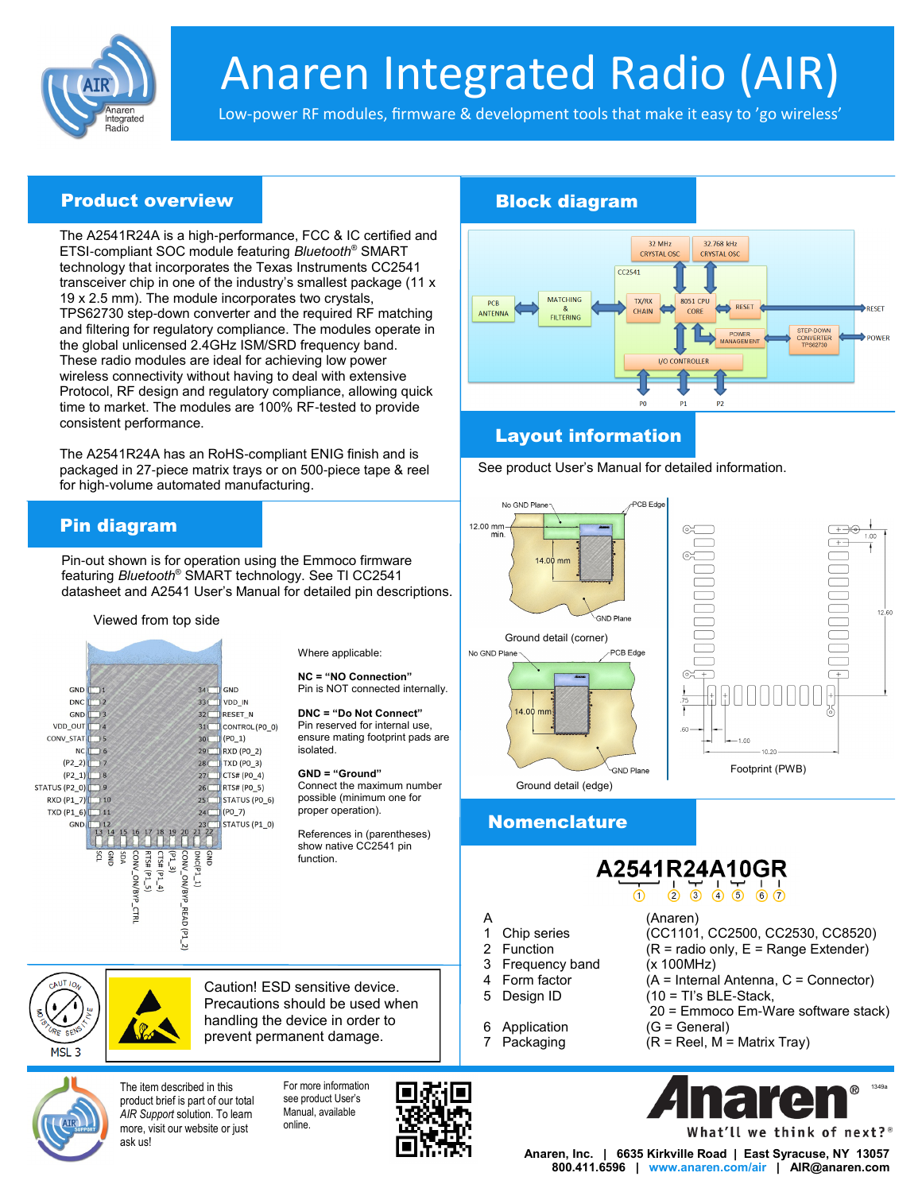# Anaren Integrated Radio (AIR)

Low-power RF modules, firmware & development tools that make it easy to 'go wireless'

## Product overview

The A2541R24A is a high-performance, FCC & IC certified and ETSI-compliant SOC module featuring *Bluetooth*® SMART technology that incorporates the Texas Instruments CC2541 transceiver chip in one of the industry's smallest package (11 x 19 x 2.5 mm). The module incorporates two crystals, TPS62730 step-down converter and the required RF matching and filtering for regulatory compliance. The modules operate in the global unlicensed 2.4GHz ISM/SRD frequency band. These radio modules are ideal for achieving low power wireless connectivity without having to deal with extensive Protocol, RF design and regulatory compliance, allowing quick time to market. The modules are 100% RF-tested to provide consistent performance.

The A2541R24A has an RoHS-compliant ENIG finish and is packaged in 27-piece matrix trays or on 500-piece tape & reel for high-volume automated manufacturing.

## Pin diagram

Pin-out shown is for operation using the Emmoco firmware featuring *Bluetooth*® SMART technology. See TI CC2541 datasheet and A2541 User's Manual for detailed pin descriptions.

Viewed from top side

GND 1
DNC 2
GND 3
VDD_OUT 4
CONV_STAT 5
NC 6
(P2_2) 7
(P2_1) 8
STATUS (P2_0) 9
RXD (P1_7) 10
TXD (P1_6) 11
GND 12
13 SCL
14 GND
15 SDA
16 CONV_ON/BYP_CTRL
17 RTS# (P1_5)
18 CTS# (P1_4)
19 (P1_3)
20 CONV_ON/BYP_READ (P1_2)
21 DNC(P1_1)
22 GND
23 STATUS (P1_0)
24 (P0_7)
25 STATUS (P0_6)
26 RTS# (P0_5)
27 CTS# (P0_4)
28 TXD (P0_3)
29 RXD (P0_2)
30 (P0_1)
31 CONTROL (P0_0)
32 RESET_N
33 VDD_IN
34 GND

Where applicable:

**NC = "NO Connection"**
Pin is NOT connected internally.

**DNC = "Do Not Connect"**
Pin reserved for internal use, ensure mating footprint pads are isolated.

**GND = "Ground"**
Connect the maximum number possible (minimum one for proper operation).

References in (parentheses) show native CC2541 pin function.

MSL 3

Caution! ESD sensitive device. Precautions should be used when handling the device in order to prevent permanent damage.

## Block diagram

32 MHz CRYSTAL OSC
32.768 kHz CRYSTAL OSC
CC2541
PCB ANTENNA
MATCHING & FILTERING
TX/RX CHAIN
8051 CPU CORE
RESET
POWER MANAGEMENT
STEP-DOWN CONVERTER TPS62730
I/O CONTROLLER
RESET
POWER
P0
P1
P2

## Layout information

See product User's Manual for detailed information.

No GND Plane
PCB Edge
12.00 mm min.
14.00 mm
GND Plane

Ground detail (corner)

No GND Plane
PCB Edge
14.00 mm
GND Plane

Ground detail (edge)

1.00
12.60
.75
.60
1.00
10.20

Footprint (PWB)

## Nomenclature

A2541R24A10GR

| | | |
|---|---|---|
| A | | (Anaren) |
| 1 | Chip series | (CC1101, CC2500, CC2530, CC8520) |
| 2 | Function | (R = radio only, E = Range Extender) |
| 3 | Frequency band | (x 100MHz) |
| 4 | Form factor | (A = Internal Antenna, C = Connector) |
| 5 | Design ID | (10 = TI's BLE-Stack, 20 = Emmoco Em-Ware software stack) |
| 6 | Application | (G = General) |
| 7 | Packaging | (R = Reel, M = Matrix Tray) |

The item described in this product brief is part of our total *AIR Support* solution. To learn more, visit our website or just ask us!

For more information see product User's Manual, available online.

Anaren® What'll we think of next?®

1349a

**Anaren, Inc. | 6635 Kirkville Road | East Syracuse, NY 13057**
**800.411.6596 | www.anaren.com/air | AIR@anaren.com**